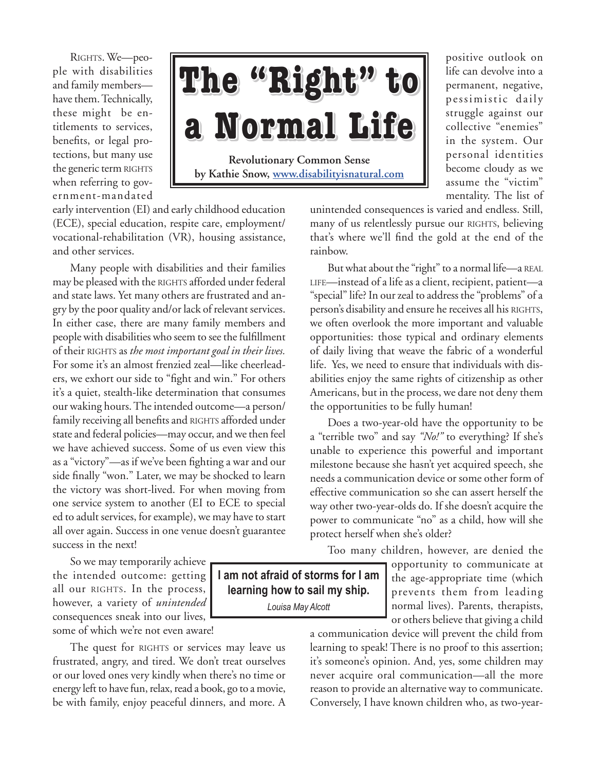# The "Right" to a Normal Life

**Revolutionary Common Sense**
**by Kathie Snow, [www.disabilityisnatural.com](www.disabilityisnatural.com)**

RIGHTS. We—people with disabilities and family members—have them. Technically, these might be entitlements to services, benefits, or legal protections, but many use the generic term RIGHTS when referring to government-mandated early intervention (EI) and early childhood education (ECE), special education, respite care, employment/vocational-rehabilitation (VR), housing assistance, and other services.

Many people with disabilities and their families may be pleased with the RIGHTS afforded under federal and state laws. Yet many others are frustrated and angry by the poor quality and/or lack of relevant services. In either case, there are many family members and people with disabilities who seem to see the fulfillment of their RIGHTS as *the most important goal in their lives.* For some it's an almost frenzied zeal—like cheerleaders, we exhort our side to "fight and win." For others it's a quiet, stealth-like determination that consumes our waking hours. The intended outcome—a person/family receiving all benefits and RIGHTS afforded under state and federal policies—may occur, and we then feel we have achieved success. Some of us even view this as a "victory"—as if we've been fighting a war and our side finally "won." Later, we may be shocked to learn the victory was short-lived. For when moving from one service system to another (EI to ECE to special ed to adult services, for example), we may have to start all over again. Success in one venue doesn't guarantee success in the next!

So we may temporarily achieve the intended outcome: getting all our RIGHTS. In the process, however, a variety of *unintended* consequences sneak into our lives, some of which we're not even aware!

> **I am not afraid of storms for I am learning how to sail my ship.**
>
> *Louisa May Alcott*

The quest for RIGHTS or services may leave us frustrated, angry, and tired. We don't treat ourselves or our loved ones very kindly when there's no time or energy left to have fun, relax, read a book, go to a movie, be with family, enjoy peaceful dinners, and more. A positive outlook on life can devolve into a permanent, negative, pessimistic daily struggle against our collective "enemies" in the system. Our personal identities become cloudy as we assume the "victim" mentality. The list of unintended consequences is varied and endless. Still, many of us relentlessly pursue our RIGHTS, believing that's where we'll find the gold at the end of the rainbow.

But what about the "right" to a normal life—a REAL LIFE—instead of a life as a client, recipient, patient—a "special" life? In our zeal to address the "problems" of a person's disability and ensure he receives all his RIGHTS, we often overlook the more important and valuable opportunities: those typical and ordinary elements of daily living that weave the fabric of a wonderful life. Yes, we need to ensure that individuals with disabilities enjoy the same rights of citizenship as other Americans, but in the process, we dare not deny them the opportunities to be fully human!

Does a two-year-old have the opportunity to be a "terrible two" and say *"No!"* to everything? If she's unable to experience this powerful and important milestone because she hasn't yet acquired speech, she needs a communication device or some other form of effective communication so she can assert herself the way other two-year-olds do. If she doesn't acquire the power to communicate "no" as a child, how will she protect herself when she's older?

Too many children, however, are denied the opportunity to communicate at the age-appropriate time (which prevents them from leading normal lives). Parents, therapists, or others believe that giving a child a communication device will prevent the child from learning to speak! There is no proof to this assertion; it's someone's opinion. And, yes, some children may never acquire oral communication—all the more reason to provide an alternative way to communicate. Conversely, I have known children who, as two-year-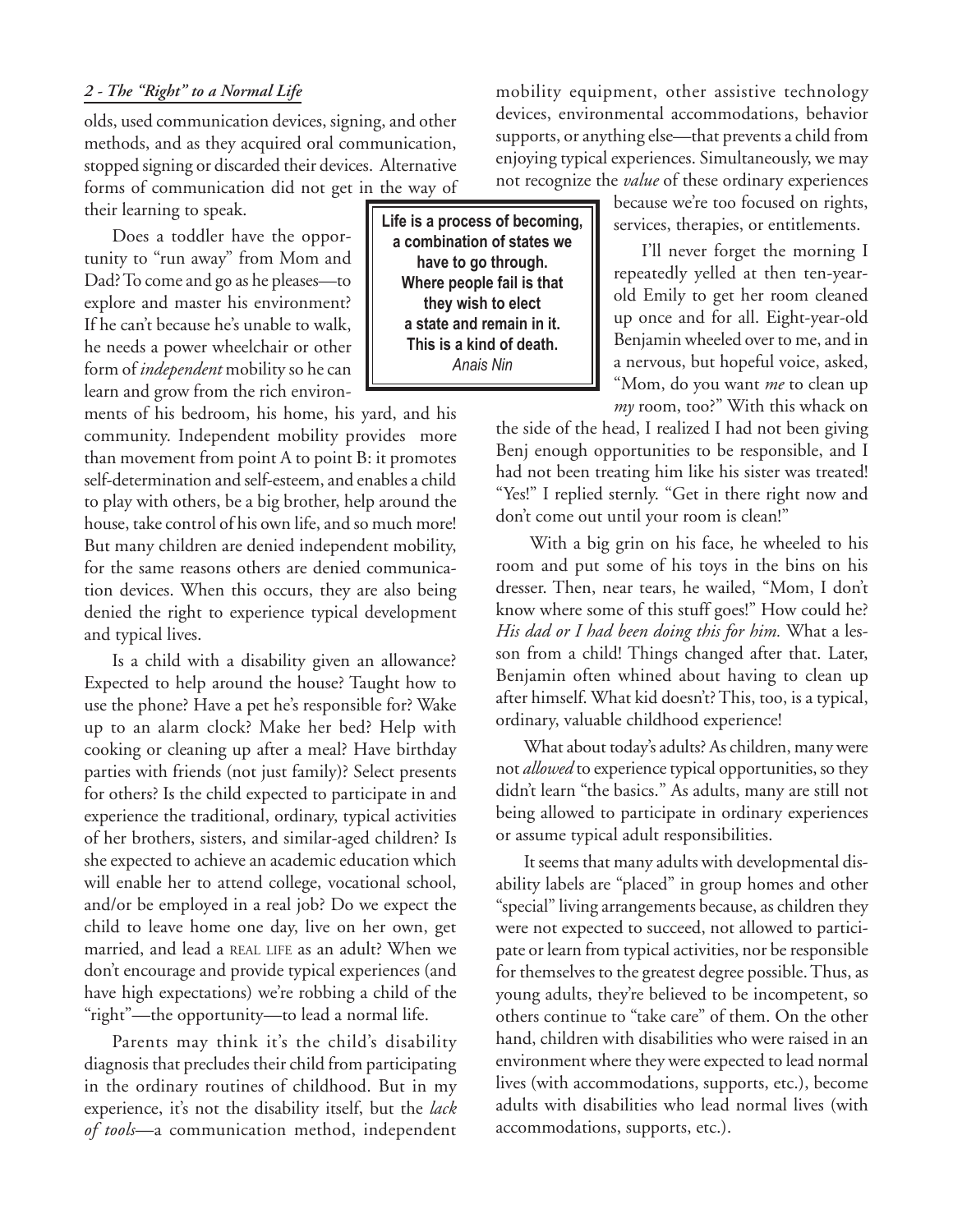olds, used communication devices, signing, and other methods, and as they acquired oral communication, stopped signing or discarded their devices. Alternative forms of communication did not get in the way of their learning to speak.

Does a toddler have the opportunity to "run away" from Mom and Dad? To come and go as he pleases—to explore and master his environment? If he can't because he's unable to walk, he needs a power wheelchair or other form of *independent* mobility so he can learn and grow from the rich environments of his bedroom, his home, his yard, and his community. Independent mobility provides more than movement from point A to point B: it promotes self-determination and self-esteem, and enables a child to play with others, be a big brother, help around the house, take control of his own life, and so much more! But many children are denied independent mobility, for the same reasons others are denied communication devices. When this occurs, they are also being denied the right to experience typical development and typical lives.

> **Life is a process of becoming, a combination of states we have to go through. Where people fail is that they wish to elect a state and remain in it. This is a kind of death.**
> *Anais Nin*

Is a child with a disability given an allowance? Expected to help around the house? Taught how to use the phone? Have a pet he's responsible for? Wake up to an alarm clock? Make her bed? Help with cooking or cleaning up after a meal? Have birthday parties with friends (not just family)? Select presents for others? Is the child expected to participate in and experience the traditional, ordinary, typical activities of her brothers, sisters, and similar-aged children? Is she expected to achieve an academic education which will enable her to attend college, vocational school, and/or be employed in a real job? Do we expect the child to leave home one day, live on her own, get married, and lead a REAL LIFE as an adult? When we don't encourage and provide typical experiences (and have high expectations) we're robbing a child of the "right"—the opportunity—to lead a normal life.

Parents may think it's the child's disability diagnosis that precludes their child from participating in the ordinary routines of childhood. But in my experience, it's not the disability itself, but the *lack of tools*—a communication method, independent mobility equipment, other assistive technology devices, environmental accommodations, behavior supports, or anything else—that prevents a child from enjoying typical experiences. Simultaneously, we may not recognize the *value* of these ordinary experiences because we're too focused on rights, services, therapies, or entitlements.

I'll never forget the morning I repeatedly yelled at then ten-year-old Emily to get her room cleaned up once and for all. Eight-year-old Benjamin wheeled over to me, and in a nervous, but hopeful voice, asked, "Mom, do you want *me* to clean up *my* room, too?" With this whack on the side of the head, I realized I had not been giving Benj enough opportunities to be responsible, and I had not been treating him like his sister was treated! "Yes!" I replied sternly. "Get in there right now and don't come out until your room is clean!"

With a big grin on his face, he wheeled to his room and put some of his toys in the bins on his dresser. Then, near tears, he wailed, "Mom, I don't know where some of this stuff goes!" How could he? *His dad or I had been doing this for him.* What a lesson from a child! Things changed after that. Later, Benjamin often whined about having to clean up after himself. What kid doesn't? This, too, is a typical, ordinary, valuable childhood experience!

What about today's adults? As children, many were not *allowed* to experience typical opportunities, so they didn't learn "the basics." As adults, many are still not being allowed to participate in ordinary experiences or assume typical adult responsibilities.

It seems that many adults with developmental disability labels are "placed" in group homes and other "special" living arrangements because, as children they were not expected to succeed, not allowed to participate or learn from typical activities, nor be responsible for themselves to the greatest degree possible. Thus, as young adults, they're believed to be incompetent, so others continue to "take care" of them. On the other hand, children with disabilities who were raised in an environment where they were expected to lead normal lives (with accommodations, supports, etc.), become adults with disabilities who lead normal lives (with accommodations, supports, etc.).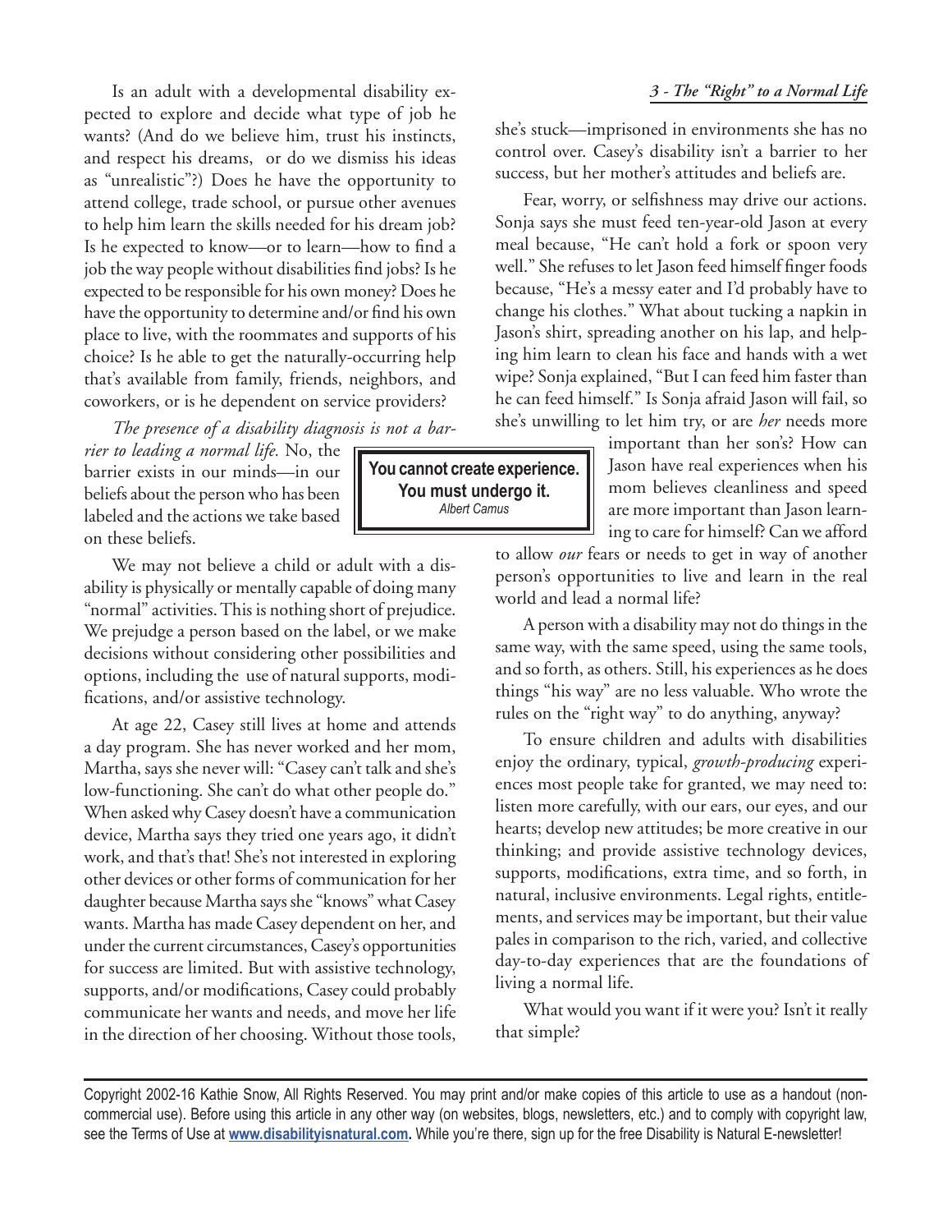Is an adult with a developmental disability expected to explore and decide what type of job he wants? (And do we believe him, trust his instincts, and respect his dreams, or do we dismiss his ideas as "unrealistic"?) Does he have the opportunity to attend college, trade school, or pursue other avenues to help him learn the skills needed for his dream job? Is he expected to know—or to learn—how to find a job the way people without disabilities find jobs? Is he expected to be responsible for his own money? Does he have the opportunity to determine and/or find his own place to live, with the roommates and supports of his choice? Is he able to get the naturally-occurring help that's available from family, friends, neighbors, and coworkers, or is he dependent on service providers?

*The presence of a disability diagnosis is not a barrier to leading a normal life.* No, the barrier exists in our minds—in our beliefs about the person who has been labeled and the actions we take based on these beliefs.

> **You cannot create experience. You must undergo it.**
> *Albert Camus*

We may not believe a child or adult with a disability is physically or mentally capable of doing many "normal" activities. This is nothing short of prejudice. We prejudge a person based on the label, or we make decisions without considering other possibilities and options, including the use of natural supports, modifications, and/or assistive technology.

At age 22, Casey still lives at home and attends a day program. She has never worked and her mom, Martha, says she never will: "Casey can't talk and she's low-functioning. She can't do what other people do." When asked why Casey doesn't have a communication device, Martha says they tried one years ago, it didn't work, and that's that! She's not interested in exploring other devices or other forms of communication for her daughter because Martha says she "knows" what Casey wants. Martha has made Casey dependent on her, and under the current circumstances, Casey's opportunities for success are limited. But with assistive technology, supports, and/or modifications, Casey could probably communicate her wants and needs, and move her life in the direction of her choosing. Without those tools, she's stuck—imprisoned in environments she has no control over. Casey's disability isn't a barrier to her success, but her mother's attitudes and beliefs are.

Fear, worry, or selfishness may drive our actions. Sonja says she must feed ten-year-old Jason at every meal because, "He can't hold a fork or spoon very well." She refuses to let Jason feed himself finger foods because, "He's a messy eater and I'd probably have to change his clothes." What about tucking a napkin in Jason's shirt, spreading another on his lap, and helping him learn to clean his face and hands with a wet wipe? Sonja explained, "But I can feed him faster than he can feed himself." Is Sonja afraid Jason will fail, so she's unwilling to let him try, or are *her* needs more important than her son's? How can Jason have real experiences when his mom believes cleanliness and speed are more important than Jason learning to care for himself? Can we afford to allow *our* fears or needs to get in way of another person's opportunities to live and learn in the real world and lead a normal life?

A person with a disability may not do things in the same way, with the same speed, using the same tools, and so forth, as others. Still, his experiences as he does things "his way" are no less valuable. Who wrote the rules on the "right way" to do anything, anyway?

To ensure children and adults with disabilities enjoy the ordinary, typical, *growth-producing* experiences most people take for granted, we may need to: listen more carefully, with our ears, our eyes, and our hearts; develop new attitudes; be more creative in our thinking; and provide assistive technology devices, supports, modifications, extra time, and so forth, in natural, inclusive environments. Legal rights, entitlements, and services may be important, but their value pales in comparison to the rich, varied, and collective day-to-day experiences that are the foundations of living a normal life.

What would you want if it were you? Isn't it really that simple?

---

Copyright 2002-16 Kathie Snow, All Rights Reserved. You may print and/or make copies of this article to use as a handout (non-commercial use). Before using this article in any other way (on websites, blogs, newsletters, etc.) and to comply with copyright law, see the Terms of Use at **www.disabilityisnatural.com.** While you're there, sign up for the free Disability is Natural E-newsletter!